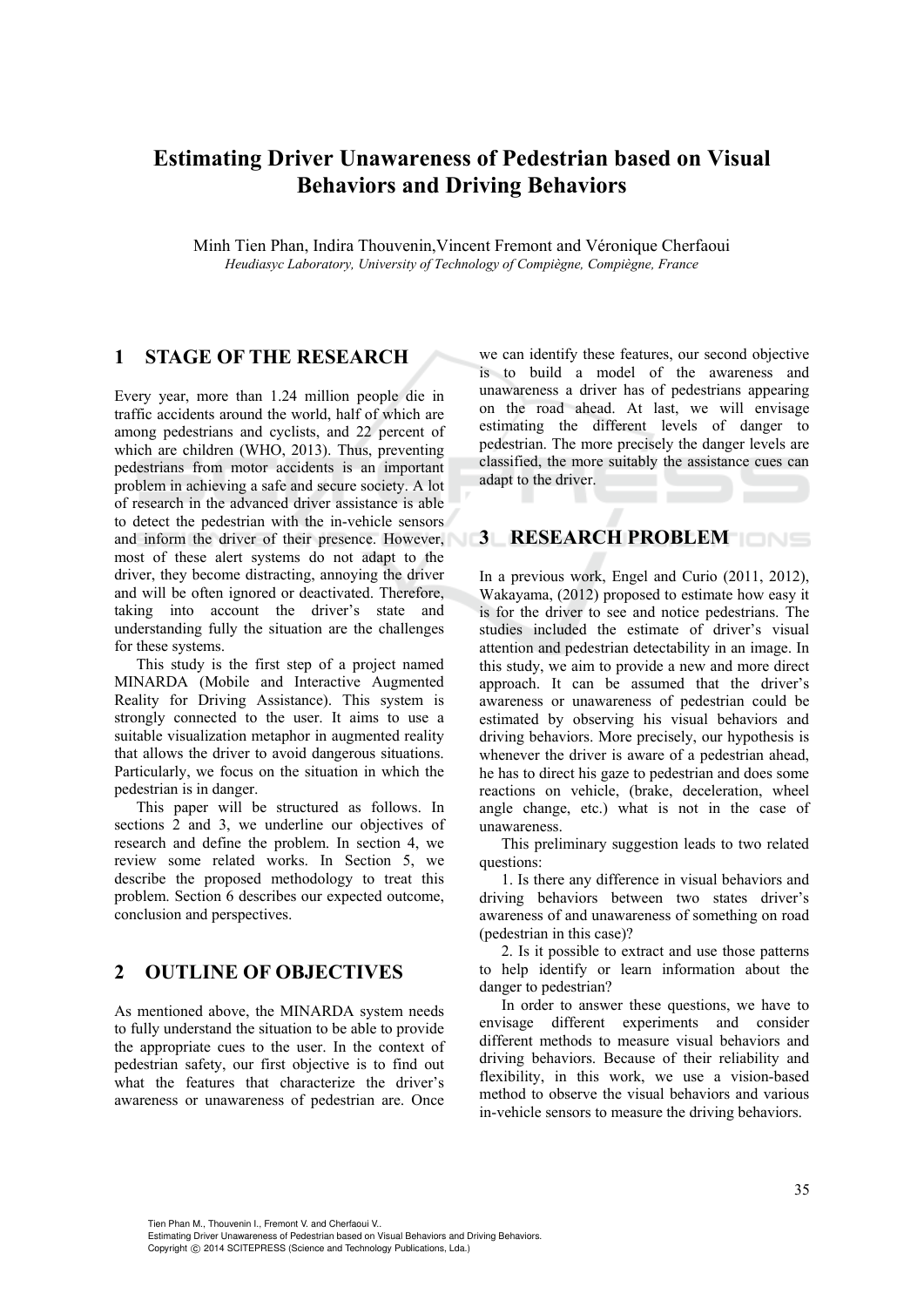# Estimating Driver Unawareness of Pedestrian based on Visual Behaviors and Driving Behaviors

Minh Tien Phan, Indira Thouvenin,Vincent Fremont and Véronique Cherfaoui
*Heudiasyc Laboratory, University of Technology of Compiègne, Compiègne, France*

## 1 STAGE OF THE RESEARCH

Every year, more than 1.24 million people die in traffic accidents around the world, half of which are among pedestrians and cyclists, and 22 percent of which are children (WHO, 2013). Thus, preventing pedestrians from motor accidents is an important problem in achieving a safe and secure society. A lot of research in the advanced driver assistance is able to detect the pedestrian with the in-vehicle sensors and inform the driver of their presence. However, most of these alert systems do not adapt to the driver, they become distracting, annoying the driver and will be often ignored or deactivated. Therefore, taking into account the driver's state and understanding fully the situation are the challenges for these systems.

This study is the first step of a project named MINARDA (Mobile and Interactive Augmented Reality for Driving Assistance). This system is strongly connected to the user. It aims to use a suitable visualization metaphor in augmented reality that allows the driver to avoid dangerous situations. Particularly, we focus on the situation in which the pedestrian is in danger.

This paper will be structured as follows. In sections 2 and 3, we underline our objectives of research and define the problem. In section 4, we review some related works. In Section 5, we describe the proposed methodology to treat this problem. Section 6 describes our expected outcome, conclusion and perspectives.

## 2 OUTLINE OF OBJECTIVES

As mentioned above, the MINARDA system needs to fully understand the situation to be able to provide the appropriate cues to the user. In the context of pedestrian safety, our first objective is to find out what the features that characterize the driver's awareness or unawareness of pedestrian are. Once we can identify these features, our second objective is to build a model of the awareness and unawareness a driver has of pedestrians appearing on the road ahead. At last, we will envisage estimating the different levels of danger to pedestrian. The more precisely the danger levels are classified, the more suitably the assistance cues can adapt to the driver.

## 3 RESEARCH PROBLEM

In a previous work, Engel and Curio (2011, 2012), Wakayama, (2012) proposed to estimate how easy it is for the driver to see and notice pedestrians. The studies included the estimate of driver's visual attention and pedestrian detectability in an image. In this study, we aim to provide a new and more direct approach. It can be assumed that the driver's awareness or unawareness of pedestrian could be estimated by observing his visual behaviors and driving behaviors. More precisely, our hypothesis is whenever the driver is aware of a pedestrian ahead, he has to direct his gaze to pedestrian and does some reactions on vehicle, (brake, deceleration, wheel angle change, etc.) what is not in the case of unawareness.

This preliminary suggestion leads to two related questions:

1. Is there any difference in visual behaviors and driving behaviors between two states driver's awareness of and unawareness of something on road (pedestrian in this case)?

2. Is it possible to extract and use those patterns to help identify or learn information about the danger to pedestrian?

In order to answer these questions, we have to envisage different experiments and consider different methods to measure visual behaviors and driving behaviors. Because of their reliability and flexibility, in this work, we use a vision-based method to observe the visual behaviors and various in-vehicle sensors to measure the driving behaviors.

Tien Phan M., Thouvenin I., Fremont V. and Cherfaoui V..
Estimating Driver Unawareness of Pedestrian based on Visual Behaviors and Driving Behaviors.
Copyright © 2014 SCITEPRESS (Science and Technology Publications, Lda.)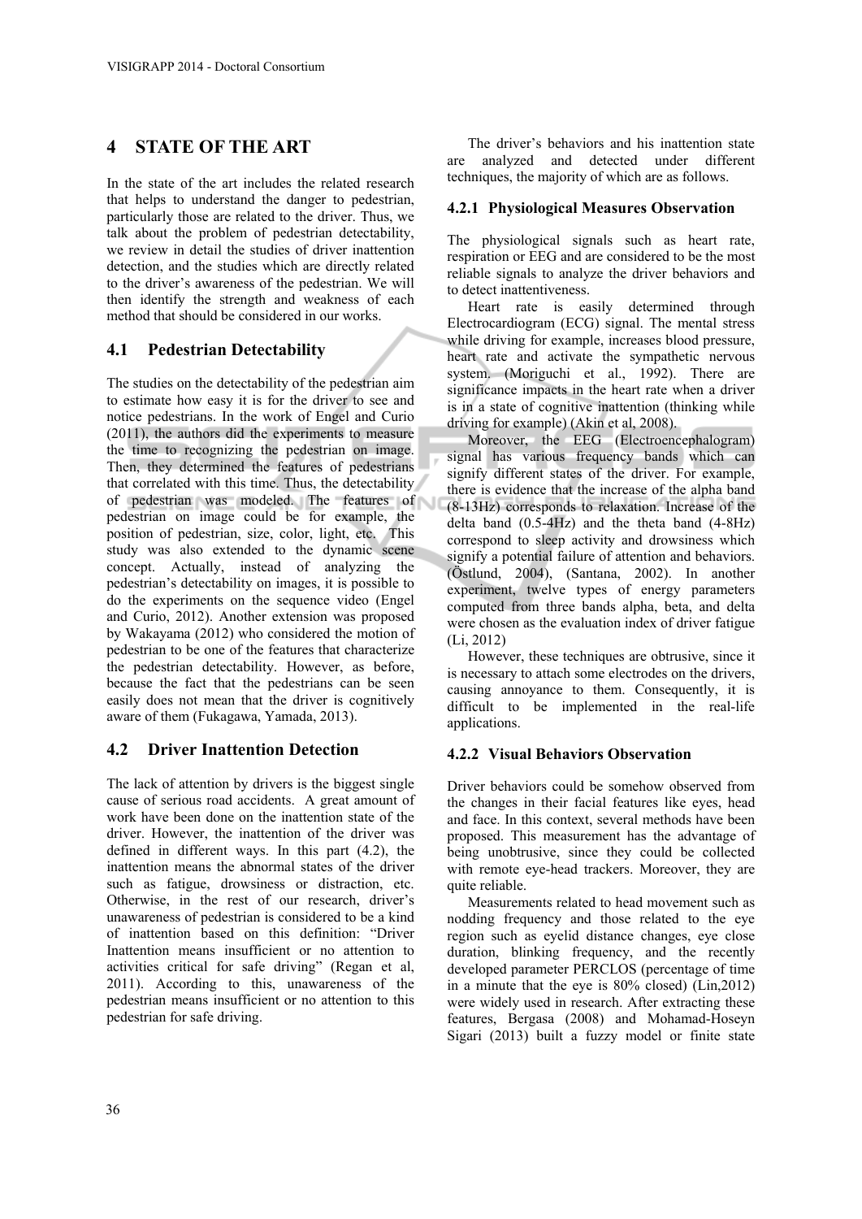## 4 STATE OF THE ART

In the state of the art includes the related research that helps to understand the danger to pedestrian, particularly those are related to the driver. Thus, we talk about the problem of pedestrian detectability, we review in detail the studies of driver inattention detection, and the studies which are directly related to the driver's awareness of the pedestrian. We will then identify the strength and weakness of each method that should be considered in our works.

### 4.1 Pedestrian Detectability

The studies on the detectability of the pedestrian aim to estimate how easy it is for the driver to see and notice pedestrians. In the work of Engel and Curio (2011), the authors did the experiments to measure the time to recognizing the pedestrian on image. Then, they determined the features of pedestrians that correlated with this time. Thus, the detectability of pedestrian was modeled. The features of pedestrian on image could be for example, the position of pedestrian, size, color, light, etc. This study was also extended to the dynamic scene concept. Actually, instead of analyzing the pedestrian's detectability on images, it is possible to do the experiments on the sequence video (Engel and Curio, 2012). Another extension was proposed by Wakayama (2012) who considered the motion of pedestrian to be one of the features that characterize the pedestrian detectability. However, as before, because the fact that the pedestrians can be seen easily does not mean that the driver is cognitively aware of them (Fukagawa, Yamada, 2013).

### 4.2 Driver Inattention Detection

The lack of attention by drivers is the biggest single cause of serious road accidents. A great amount of work have been done on the inattention state of the driver. However, the inattention of the driver was defined in different ways. In this part (4.2), the inattention means the abnormal states of the driver such as fatigue, drowsiness or distraction, etc. Otherwise, in the rest of our research, driver's unawareness of pedestrian is considered to be a kind of inattention based on this definition: "Driver Inattention means insufficient or no attention to activities critical for safe driving" (Regan et al, 2011). According to this, unawareness of the pedestrian means insufficient or no attention to this pedestrian for safe driving.

The driver's behaviors and his inattention state are analyzed and detected under different techniques, the majority of which are as follows.

#### 4.2.1 Physiological Measures Observation

The physiological signals such as heart rate, respiration or EEG and are considered to be the most reliable signals to analyze the driver behaviors and to detect inattentiveness.

Heart rate is easily determined through Electrocardiogram (ECG) signal. The mental stress while driving for example, increases blood pressure, heart rate and activate the sympathetic nervous system. (Moriguchi et al., 1992). There are significance impacts in the heart rate when a driver is in a state of cognitive inattention (thinking while driving for example) (Akin et al, 2008).

Moreover, the EEG (Electroencephalogram) signal has various frequency bands which can signify different states of the driver. For example, there is evidence that the increase of the alpha band (8-13Hz) corresponds to relaxation. Increase of the delta band (0.5-4Hz) and the theta band (4-8Hz) correspond to sleep activity and drowsiness which signify a potential failure of attention and behaviors. (Östlund, 2004), (Santana, 2002). In another experiment, twelve types of energy parameters computed from three bands alpha, beta, and delta were chosen as the evaluation index of driver fatigue (Li, 2012)

However, these techniques are obtrusive, since it is necessary to attach some electrodes on the drivers, causing annoyance to them. Consequently, it is difficult to be implemented in the real-life applications.

#### 4.2.2 Visual Behaviors Observation

Driver behaviors could be somehow observed from the changes in their facial features like eyes, head and face. In this context, several methods have been proposed. This measurement has the advantage of being unobtrusive, since they could be collected with remote eye-head trackers. Moreover, they are quite reliable.

Measurements related to head movement such as nodding frequency and those related to the eye region such as eyelid distance changes, eye close duration, blinking frequency, and the recently developed parameter PERCLOS (percentage of time in a minute that the eye is 80% closed) (Lin,2012) were widely used in research. After extracting these features, Bergasa (2008) and Mohamad-Hoseyn Sigari (2013) built a fuzzy model or finite state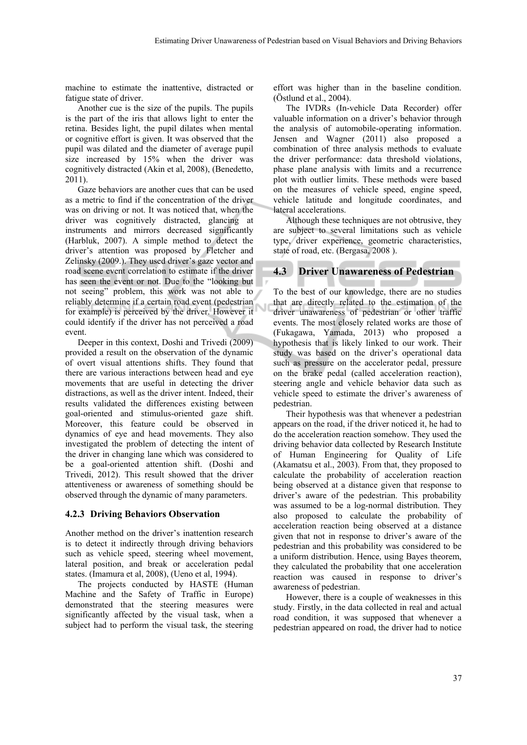machine to estimate the inattentive, distracted or fatigue state of driver.

Another cue is the size of the pupils. The pupils is the part of the iris that allows light to enter the retina. Besides light, the pupil dilates when mental or cognitive effort is given. It was observed that the pupil was dilated and the diameter of average pupil size increased by 15% when the driver was cognitively distracted (Akin et al, 2008), (Benedetto, 2011).

Gaze behaviors are another cues that can be used as a metric to find if the concentration of the driver was on driving or not. It was noticed that, when the driver was cognitively distracted, glancing at instruments and mirrors decreased significantly (Harbluk, 2007). A simple method to detect the driver's attention was proposed by Fletcher and Zelinsky (2009.). They used driver's gaze vector and road scene event correlation to estimate if the driver has seen the event or not. Due to the "looking but not seeing" problem, this work was not able to reliably determine if a certain road event (pedestrian for example) is perceived by the driver. However it could identify if the driver has not perceived a road event.

Deeper in this context, Doshi and Trivedi (2009) provided a result on the observation of the dynamic of overt visual attentions shifts. They found that there are various interactions between head and eye movements that are useful in detecting the driver distractions, as well as the driver intent. Indeed, their results validated the differences existing between goal-oriented and stimulus-oriented gaze shift. Moreover, this feature could be observed in dynamics of eye and head movements. They also investigated the problem of detecting the intent of the driver in changing lane which was considered to be a goal-oriented attention shift. (Doshi and Trivedi, 2012). This result showed that the driver attentiveness or awareness of something should be observed through the dynamic of many parameters.

### 4.2.3 Driving Behaviors Observation

Another method on the driver's inattention research is to detect it indirectly through driving behaviors such as vehicle speed, steering wheel movement, lateral position, and break or acceleration pedal states. (Imamura et al, 2008), (Ueno et al, 1994).

The projects conducted by HASTE (Human Machine and the Safety of Traffic in Europe) demonstrated that the steering measures were significantly affected by the visual task, when a subject had to perform the visual task, the steering effort was higher than in the baseline condition. (Östlund et al., 2004).

The IVDRs (In-vehicle Data Recorder) offer valuable information on a driver's behavior through the analysis of automobile-operating information. Jensen and Wagner (2011) also proposed a combination of three analysis methods to evaluate the driver performance: data threshold violations, phase plane analysis with limits and a recurrence plot with outlier limits. These methods were based on the measures of vehicle speed, engine speed, vehicle latitude and longitude coordinates, and lateral accelerations.

Although these techniques are not obtrusive, they are subject to several limitations such as vehicle type, driver experience, geometric characteristics, state of road, etc. (Bergasa, 2008 ).

## 4.3 Driver Unawareness of Pedestrian

To the best of our knowledge, there are no studies that are directly related to the estimation of the driver unawareness of pedestrian or other traffic events. The most closely related works are those of (Fukagawa, Yamada, 2013) who proposed a hypothesis that is likely linked to our work. Their study was based on the driver's operational data such as pressure on the accelerator pedal, pressure on the brake pedal (called acceleration reaction), steering angle and vehicle behavior data such as vehicle speed to estimate the driver's awareness of pedestrian.

Their hypothesis was that whenever a pedestrian appears on the road, if the driver noticed it, he had to do the acceleration reaction somehow. They used the driving behavior data collected by Research Institute of Human Engineering for Quality of Life (Akamatsu et al., 2003). From that, they proposed to calculate the probability of acceleration reaction being observed at a distance given that response to driver's aware of the pedestrian. This probability was assumed to be a log-normal distribution. They also proposed to calculate the probability of acceleration reaction being observed at a distance given that not in response to driver's aware of the pedestrian and this probability was considered to be a uniform distribution. Hence, using Bayes theorem, they calculated the probability that one acceleration reaction was caused in response to driver's awareness of pedestrian.

However, there is a couple of weaknesses in this study. Firstly, in the data collected in real and actual road condition, it was supposed that whenever a pedestrian appeared on road, the driver had to notice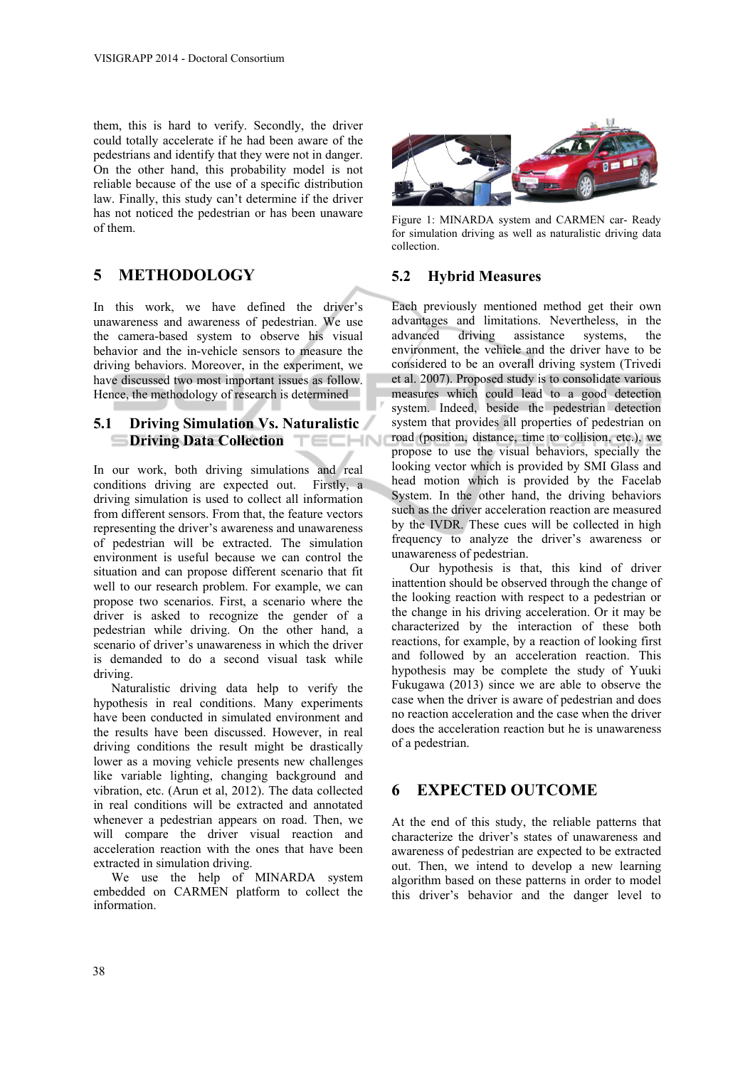them, this is hard to verify. Secondly, the driver could totally accelerate if he had been aware of the pedestrians and identify that they were not in danger. On the other hand, this probability model is not reliable because of the use of a specific distribution law. Finally, this study can't determine if the driver has not noticed the pedestrian or has been unaware of them.

## 5 METHODOLOGY

In this work, we have defined the driver's unawareness and awareness of pedestrian. We use the camera-based system to observe his visual behavior and the in-vehicle sensors to measure the driving behaviors. Moreover, in the experiment, we have discussed two most important issues as follow. Hence, the methodology of research is determined

### 5.1 Driving Simulation Vs. Naturalistic Driving Data Collection

In our work, both driving simulations and real conditions driving are expected out. Firstly, a driving simulation is used to collect all information from different sensors. From that, the feature vectors representing the driver's awareness and unawareness of pedestrian will be extracted. The simulation environment is useful because we can control the situation and can propose different scenario that fit well to our research problem. For example, we can propose two scenarios. First, a scenario where the driver is asked to recognize the gender of a pedestrian while driving. On the other hand, a scenario of driver's unawareness in which the driver is demanded to do a second visual task while driving.

Naturalistic driving data help to verify the hypothesis in real conditions. Many experiments have been conducted in simulated environment and the results have been discussed. However, in real driving conditions the result might be drastically lower as a moving vehicle presents new challenges like variable lighting, changing background and vibration, etc. (Arun et al, 2012). The data collected in real conditions will be extracted and annotated whenever a pedestrian appears on road. Then, we will compare the driver visual reaction and acceleration reaction with the ones that have been extracted in simulation driving.

We use the help of MINARDA system embedded on CARMEN platform to collect the information.

Figure 1: MINARDA system and CARMEN car- Ready for simulation driving as well as naturalistic driving data collection.

### 5.2 Hybrid Measures

Each previously mentioned method get their own advantages and limitations. Nevertheless, in the advanced driving assistance systems, the environment, the vehicle and the driver have to be considered to be an overall driving system (Trivedi et al. 2007). Proposed study is to consolidate various measures which could lead to a good detection system. Indeed, beside the pedestrian detection system that provides all properties of pedestrian on road (position, distance, time to collision, etc.), we propose to use the visual behaviors, specially the looking vector which is provided by SMI Glass and head motion which is provided by the Facelab System. In the other hand, the driving behaviors such as the driver acceleration reaction are measured by the IVDR. These cues will be collected in high frequency to analyze the driver's awareness or unawareness of pedestrian.

Our hypothesis is that, this kind of driver inattention should be observed through the change of the looking reaction with respect to a pedestrian or the change in his driving acceleration. Or it may be characterized by the interaction of these both reactions, for example, by a reaction of looking first and followed by an acceleration reaction. This hypothesis may be complete the study of Yuuki Fukugawa (2013) since we are able to observe the case when the driver is aware of pedestrian and does no reaction acceleration and the case when the driver does the acceleration reaction but he is unawareness of a pedestrian.

## 6 EXPECTED OUTCOME

At the end of this study, the reliable patterns that characterize the driver's states of unawareness and awareness of pedestrian are expected to be extracted out. Then, we intend to develop a new learning algorithm based on these patterns in order to model this driver's behavior and the danger level to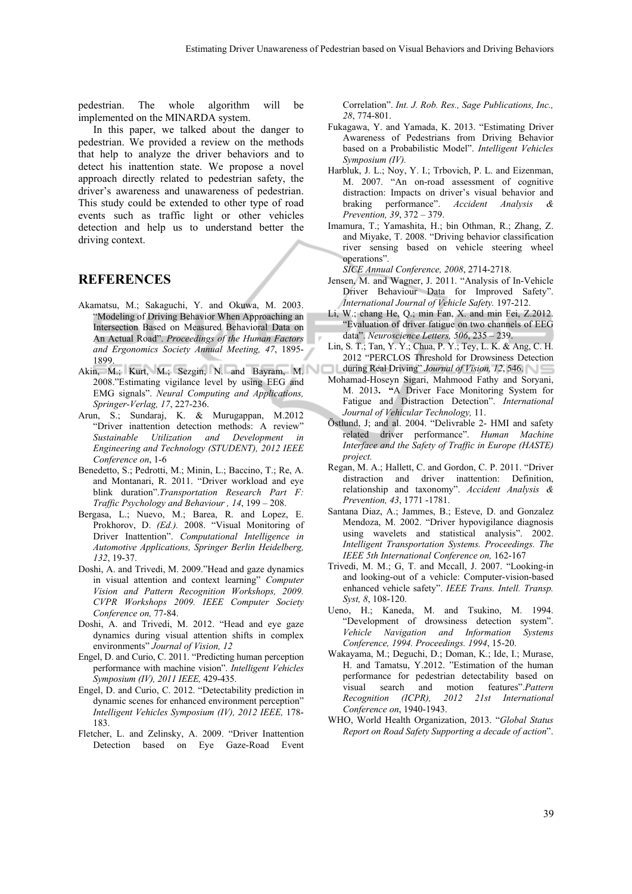pedestrian. The whole algorithm will be implemented on the MINARDA system.

In this paper, we talked about the danger to pedestrian. We provided a review on the methods that help to analyze the driver behaviors and to detect his inattention state. We propose a novel approach directly related to pedestrian safety, the driver's awareness and unawareness of pedestrian. This study could be extended to other type of road events such as traffic light or other vehicles detection and help us to understand better the driving context.

## REFERENCES

Akamatsu, M.; Sakaguchi, Y. and Okuwa, M. 2003. "Modeling of Driving Behavior When Approaching an Intersection Based on Measured Behavioral Data on An Actual Road". *Proceedings of the Human Factors and Ergonomics Society Annual Meeting, 47*, 1895-1899.

Akin, M.; Kurt, M.; Sezgin, N. and Bayram, M. 2008."Estimating vigilance level by using EEG and EMG signals". *Neural Computing and Applications, Springer-Verlag, 17*, 227-236.

Arun, S.; Sundaraj, K. & Murugappan, M.2012 "Driver inattention detection methods: A review" *Sustainable Utilization and Development in Engineering and Technology (STUDENT), 2012 IEEE Conference on*, 1-6

Benedetto, S.; Pedrotti, M.; Minin, L.; Baccino, T.; Re, A. and Montanari, R. 2011. "Driver workload and eye blink duration".*Transportation Research Part F: Traffic Psychology and Behaviour , 14*, 199 – 208.

Bergasa, L.; Nuevo, M.; Barea, R. and Lopez, E. Prokhorov, D. *(Ed.).* 2008. "Visual Monitoring of Driver Inattention". *Computational Intelligence in Automotive Applications, Springer Berlin Heidelberg, 132*, 19-37.

Doshi, A. and Trivedi, M. 2009."Head and gaze dynamics in visual attention and context learning" *Computer Vision and Pattern Recognition Workshops, 2009. CVPR Workshops 2009. IEEE Computer Society Conference on,* 77-84.

Doshi, A. and Trivedi, M. 2012. "Head and eye gaze dynamics during visual attention shifts in complex environments" *Journal of Vision, 12*

Engel, D. and Curio, C. 2011. "Predicting human perception performance with machine vision". *Intelligent Vehicles Symposium (IV), 2011 IEEE,* 429-435.

Engel, D. and Curio, C. 2012. "Detectability prediction in dynamic scenes for enhanced environment perception" *Intelligent Vehicles Symposium (IV), 2012 IEEE,* 178-183.

Fletcher, L. and Zelinsky, A. 2009. "Driver Inattention Detection based on Eye Gaze-Road Event Correlation". *Int. J. Rob. Res., Sage Publications, Inc., 28*, 774-801.

Fukagawa, Y. and Yamada, K. 2013. "Estimating Driver Awareness of Pedestrians from Driving Behavior based on a Probabilistic Model". *Intelligent Vehicles Symposium (IV).*

Harbluk, J. L.; Noy, Y. I.; Trbovich, P. L. and Eizenman, M. 2007. "An on-road assessment of cognitive distraction: Impacts on driver's visual behavior and braking performance". *Accident Analysis & Prevention, 39*, 372 – 379.

Imamura, T.; Yamashita, H.; bin Othman, R.; Zhang, Z. and Miyake, T. 2008. "Driving behavior classification river sensing based on vehicle steering wheel operations".
*SICE Annual Conference, 2008*, 2714-2718.

Jensen, M. and Wagner, J. 2011. "Analysis of In-Vehicle Driver Behaviour Data for Improved Safety". *International Journal of Vehicle Safety.* 197-212.

Li, W.; chang He, Q.; min Fan, X. and min Fei, Z.2012. "Evaluation of driver fatigue on two channels of EEG data". *Neuroscience Letters, 506*, 235 – 239.

Lin, S. T.; Tan, Y. Y.; Chua, P. Y.; Tey, L. K. & Ang, C. H. 2012 "PERCLOS Threshold for Drowsiness Detection during Real Driving" *Journal of Vision, 12*, 546.

Mohamad-Hoseyn Sigari, Mahmood Fathy and Soryani, M. 2013. "A Driver Face Monitoring System for Fatigue and Distraction Detection". *International Journal of Vehicular Technology,* 11.

Östlund, J; and al. 2004. "Delivrable 2- HMI and safety related driver performance". *Human Machine Interface and the Safety of Traffic in Europe (HASTE) project.*

Regan, M. A.; Hallett, C. and Gordon, C. P. 2011. "Driver distraction and driver inattention: Definition, relationship and taxonomy". *Accident Analysis & Prevention, 43*, 1771 -1781.

Santana Diaz, A.; Jammes, B.; Esteve, D. and Gonzalez Mendoza, M. 2002. "Driver hypovigilance diagnosis using wavelets and statistical analysis". 2002. *Intelligent Transportation Systems. Proceedings. The IEEE 5th International Conference on,* 162-167

Trivedi, M. M.; G, T. and Mccall, J. 2007. "Looking-in and looking-out of a vehicle: Computer-vision-based enhanced vehicle safety". *IEEE Trans. Intell. Transp. Syst, 8*, 108-120.

Ueno, H.; Kaneda, M. and Tsukino, M. 1994. "Development of drowsiness detection system". *Vehicle Navigation and Information Systems Conference, 1994. Proceedings. 1994*, 15-20.

Wakayama, M.; Deguchi, D.; Doman, K.; Ide, I.; Murase, H. and Tamatsu, Y.2012. "Estimation of the human performance for pedestrian detectability based on visual search and motion features".*Pattern Recognition (ICPR), 2012 21st International Conference on*, 1940-1943.

WHO, World Health Organization, 2013. "*Global Status Report on Road Safety Supporting a decade of action*".